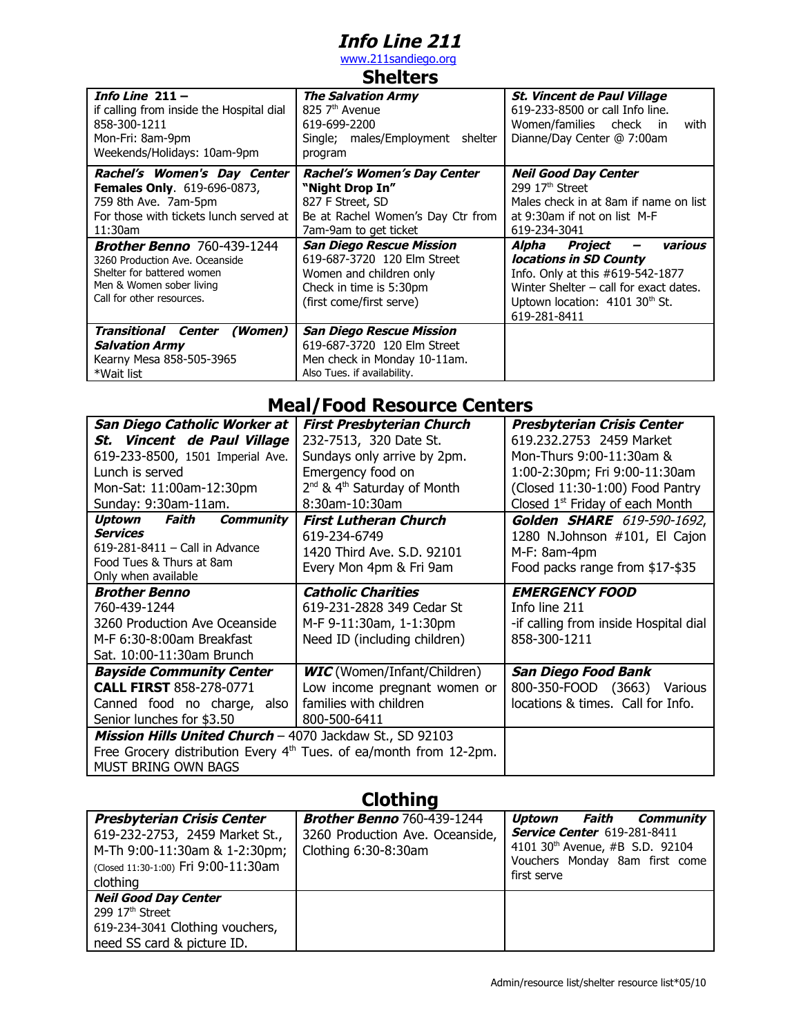# *Info Line 211*

www.211sandiego.org

## Shelters

| | | |
|---|---|---|
| ***Info Line 211 –*** if calling from inside the Hospital dial 858-300-1211 Mon-Fri: 8am-9pm Weekends/Holidays: 10am-9pm | ***The Salvation Army*** 825 7th Avenue 619-699-2200 Single; males/Employment shelter program | ***St. Vincent de Paul Village*** 619-233-8500 or call Info line. Women/families check in with Dianne/Day Center @ 7:00am |
| ***Rachel's Women's Day Center*** **Females Only**. 619-696-0873, 759 8th Ave. 7am-5pm For those with tickets lunch served at 11:30am | ***Rachel's Women's Day Center "Night Drop In"*** 827 F Street, SD Be at Rachel Women's Day Ctr from 7am-9am to get ticket | ***Neil Good Day Center*** 299 17th Street Males check in at 8am if name on list at 9:30am if not on list M-F 619-234-3041 |
| ***Brother Benno*** 760-439-1244 3260 Production Ave. Oceanside Shelter for battered women Men & Women sober living Call for other resources. | ***San Diego Rescue Mission*** 619-687-3720 120 Elm Street Women and children only Check in time is 5:30pm (first come/first serve) | ***Alpha Project – various locations in SD County*** Info. Only at this #619-542-1877 Winter Shelter – call for exact dates. Uptown location: 4101 30th St. 619-281-8411 |
| ***Transitional Center (Women) Salvation Army*** Kearny Mesa 858-505-3965 *Wait list | ***San Diego Rescue Mission*** 619-687-3720 120 Elm Street Men check in Monday 10-11am. Also Tues. if availability. | |

## Meal/Food Resource Centers

| | | |
|---|---|---|
| ***San Diego Catholic Worker at St. Vincent de Paul Village*** 619-233-8500, 1501 Imperial Ave. Lunch is served Mon-Sat: 11:00am-12:30pm Sunday: 9:30am-11am. | ***First Presbyterian Church*** 232-7513, 320 Date St. Sundays only arrive by 2pm. Emergency food on 2nd & 4th Saturday of Month 8:30am-10:30am | ***Presbyterian Crisis Center*** 619.232.2753 2459 Market Mon-Thurs 9:00-11:30am & 1:00-2:30pm; Fri 9:00-11:30am (Closed 11:30-1:00) Food Pantry Closed 1st Friday of each Month |
| ***Uptown Faith Community Services*** 619-281-8411 – Call in Advance Food Tues & Thurs at 8am Only when available | ***First Lutheran Church*** 619-234-6749 1420 Third Ave. S.D. 92101 Every Mon 4pm & Fri 9am | ***Golden SHARE*** *619-590-1692*, 1280 N.Johnson #101, El Cajon M-F: 8am-4pm Food packs range from $17-$35 |
| ***Brother Benno*** 760-439-1244 3260 Production Ave Oceanside M-F 6:30-8:00am Breakfast Sat. 10:00-11:30am Brunch | ***Catholic Charities*** 619-231-2828 349 Cedar St M-F 9-11:30am, 1-1:30pm Need ID (including children) | ***EMERGENCY FOOD*** Info line 211 -if calling from inside Hospital dial 858-300-1211 |
| ***Bayside Community Center*** **CALL FIRST** 858-278-0771 Canned food no charge, also Senior lunches for $3.50 | ***WIC*** (Women/Infant/Children) Low income pregnant women or families with children 800-500-6411 | ***San Diego Food Bank*** 800-350-FOOD (3663) Various locations & times. Call for Info. |
| ***Mission Hills United Church*** – 4070 Jackdaw St., SD 92103 Free Grocery distribution Every 4th Tues. of ea/month from 12-2pm. MUST BRING OWN BAGS | | |

## Clothing

| | | |
|---|---|---|
| ***Presbyterian Crisis Center*** 619-232-2753, 2459 Market St., M-Th 9:00-11:30am & 1-2:30pm; (Closed 11:30-1:00) Fri 9:00-11:30am clothing | ***Brother Benno*** 760-439-1244 3260 Production Ave. Oceanside, Clothing 6:30-8:30am | ***Uptown Faith Community Service Center*** 619-281-8411 4101 30th Avenue, #B S.D. 92104 Vouchers Monday 8am first come first serve |
| ***Neil Good Day Center*** 299 17th Street 619-234-3041 Clothing vouchers, need SS card & picture ID. | | |

Admin/resource list/shelter resource list*05/10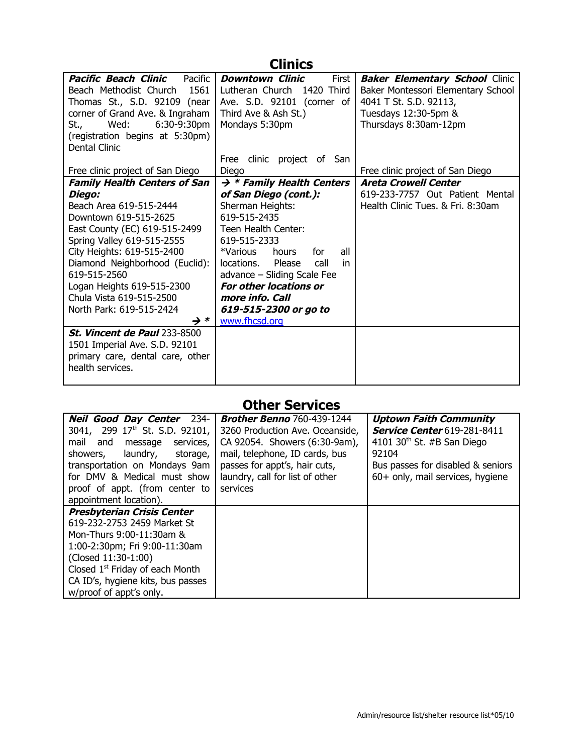## Clinics

| | | |
|---|---|---|
| ***Pacific Beach Clinic*** Pacific Beach Methodist Church 1561 Thomas St., S.D. 92109 (near corner of Grand Ave. & Ingraham St., Wed: 6:30-9:30pm (registration begins at 5:30pm) Dental Clinic<br><br>Free clinic project of San Diego | ***Downtown Clinic*** First Lutheran Church 1420 Third Ave. S.D. 92101 (corner of Third Ave & Ash St.) Mondays 5:30pm<br><br>Free clinic project of San Diego | ***Baker Elementary School*** Clinic Baker Montessori Elementary School 4041 T St. S.D. 92113, Tuesdays 12:30-5pm & Thursdays 8:30am-12pm<br><br>Free clinic project of San Diego |
| ***Family Health Centers of San Diego:***<br>Beach Area 619-515-2444<br>Downtown 619-515-2625<br>East County (EC) 619-515-2499<br>Spring Valley 619-515-2555<br>City Heights: 619-515-2400<br>Diamond Neighborhood (Euclid): 619-515-2560<br>Logan Heights 619-515-2300<br>Chula Vista 619-515-2500<br>North Park: 619-515-2424<br>→ * | ***→ * Family Health Centers of San Diego (cont.):***<br>Sherman Heights: 619-515-2435<br>Teen Health Center: 619-515-2333<br>*Various hours for all locations. Please call in advance – Sliding Scale Fee<br>***For other locations or more info. Call 619-515-2300 or go to*** www.fhcsd.org | ***Areta Crowell Center*** 619-233-7757 Out Patient Mental Health Clinic Tues. & Fri. 8:30am |
| ***St. Vincent de Paul*** 233-8500 1501 Imperial Ave. S.D. 92101 primary care, dental care, other health services. | | |

## Other Services

| | | |
|---|---|---|
| ***Neil Good Day Center*** 234-3041, 299 17th St. S.D. 92101, mail and message services, showers, laundry, storage, transportation on Mondays 9am for DMV & Medical must show proof of appt. (from center to appointment location). | ***Brother Benno*** 760-439-1244 3260 Production Ave. Oceanside, CA 92054. Showers (6:30-9am), mail, telephone, ID cards, bus passes for appt's, hair cuts, laundry, call for list of other services | ***Uptown Faith Community Service Center*** 619-281-8411 4101 30th St. #B San Diego 92104 Bus passes for disabled & seniors 60+ only, mail services, hygiene |
| ***Presbyterian Crisis Center*** 619-232-2753 2459 Market St Mon-Thurs 9:00-11:30am & 1:00-2:30pm; Fri 9:00-11:30am (Closed 11:30-1:00) Closed 1st Friday of each Month CA ID's, hygiene kits, bus passes w/proof of appt's only. | | |

Admin/resource list/shelter resource list*05/10